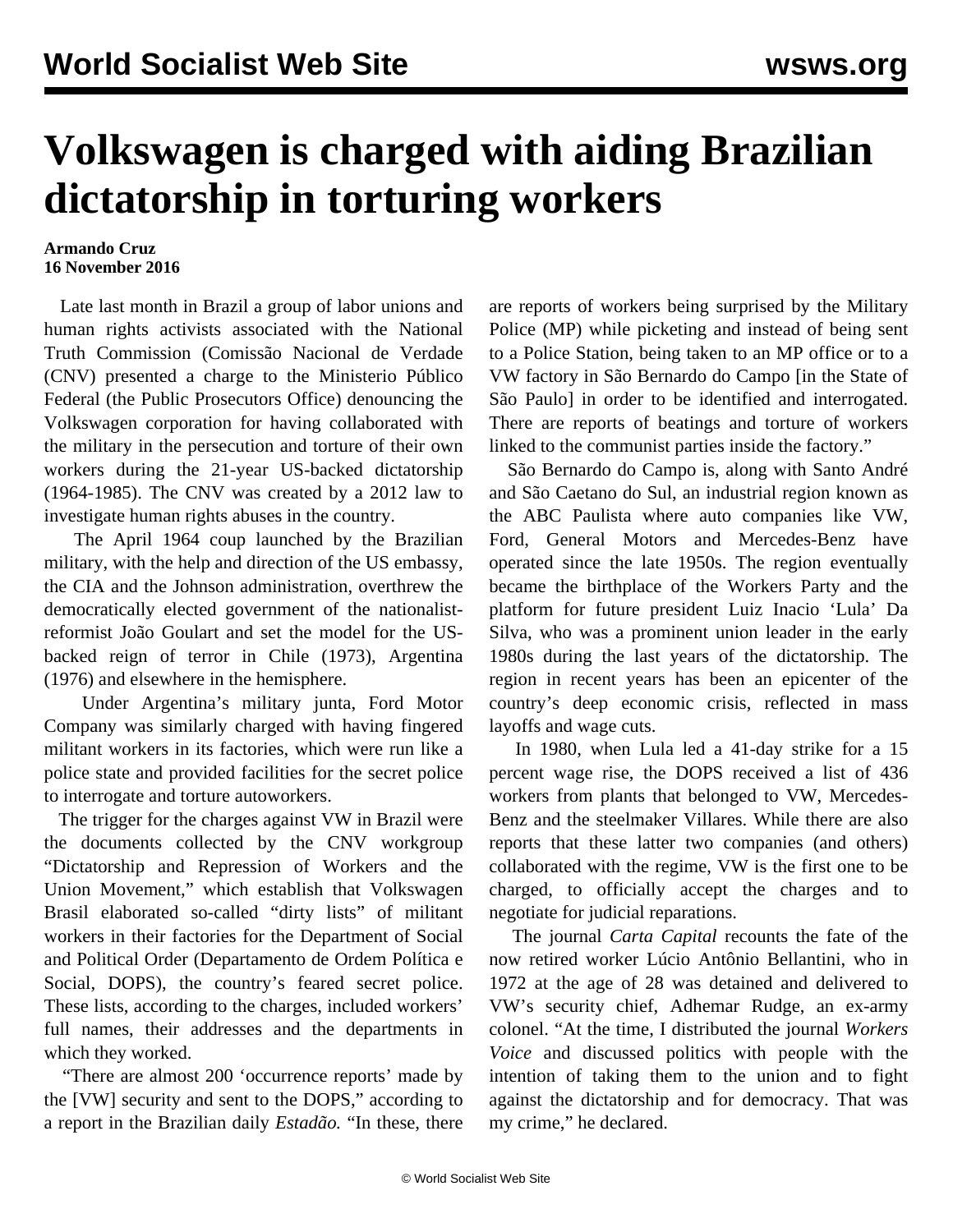# Volkswagen is charged with aiding Brazilian dictatorship in torturing workers

**Armando Cruz**
**16 November 2016**

Late last month in Brazil a group of labor unions and human rights activists associated with the National Truth Commission (Comissão Nacional de Verdade (CNV) presented a charge to the Ministerio Público Federal (the Public Prosecutors Office) denouncing the Volkswagen corporation for having collaborated with the military in the persecution and torture of their own workers during the 21-year US-backed dictatorship (1964-1985). The CNV was created by a 2012 law to investigate human rights abuses in the country.

The April 1964 coup launched by the Brazilian military, with the help and direction of the US embassy, the CIA and the Johnson administration, overthrew the democratically elected government of the nationalist-reformist João Goulart and set the model for the US-backed reign of terror in Chile (1973), Argentina (1976) and elsewhere in the hemisphere.

Under Argentina's military junta, Ford Motor Company was similarly charged with having fingered militant workers in its factories, which were run like a police state and provided facilities for the secret police to interrogate and torture autoworkers.

The trigger for the charges against VW in Brazil were the documents collected by the CNV workgroup "Dictatorship and Repression of Workers and the Union Movement," which establish that Volkswagen Brasil elaborated so-called "dirty lists" of militant workers in their factories for the Department of Social and Political Order (Departamento de Ordem Política e Social, DOPS), the country's feared secret police. These lists, according to the charges, included workers' full names, their addresses and the departments in which they worked.

"There are almost 200 'occurrence reports' made by the [VW] security and sent to the DOPS," according to a report in the Brazilian daily *Estadão.* "In these, there are reports of workers being surprised by the Military Police (MP) while picketing and instead of being sent to a Police Station, being taken to an MP office or to a VW factory in São Bernardo do Campo [in the State of São Paulo] in order to be identified and interrogated. There are reports of beatings and torture of workers linked to the communist parties inside the factory."

São Bernardo do Campo is, along with Santo André and São Caetano do Sul, an industrial region known as the ABC Paulista where auto companies like VW, Ford, General Motors and Mercedes-Benz have operated since the late 1950s. The region eventually became the birthplace of the Workers Party and the platform for future president Luiz Inacio 'Lula' Da Silva, who was a prominent union leader in the early 1980s during the last years of the dictatorship. The region in recent years has been an epicenter of the country's deep economic crisis, reflected in mass layoffs and wage cuts.

In 1980, when Lula led a 41-day strike for a 15 percent wage rise, the DOPS received a list of 436 workers from plants that belonged to VW, Mercedes-Benz and the steelmaker Villares. While there are also reports that these latter two companies (and others) collaborated with the regime, VW is the first one to be charged, to officially accept the charges and to negotiate for judicial reparations.

The journal *Carta Capital* recounts the fate of the now retired worker Lúcio Antônio Bellantini, who in 1972 at the age of 28 was detained and delivered to VW's security chief, Adhemar Rudge, an ex-army colonel. "At the time, I distributed the journal *Workers Voice* and discussed politics with people with the intention of taking them to the union and to fight against the dictatorship and for democracy. That was my crime," he declared.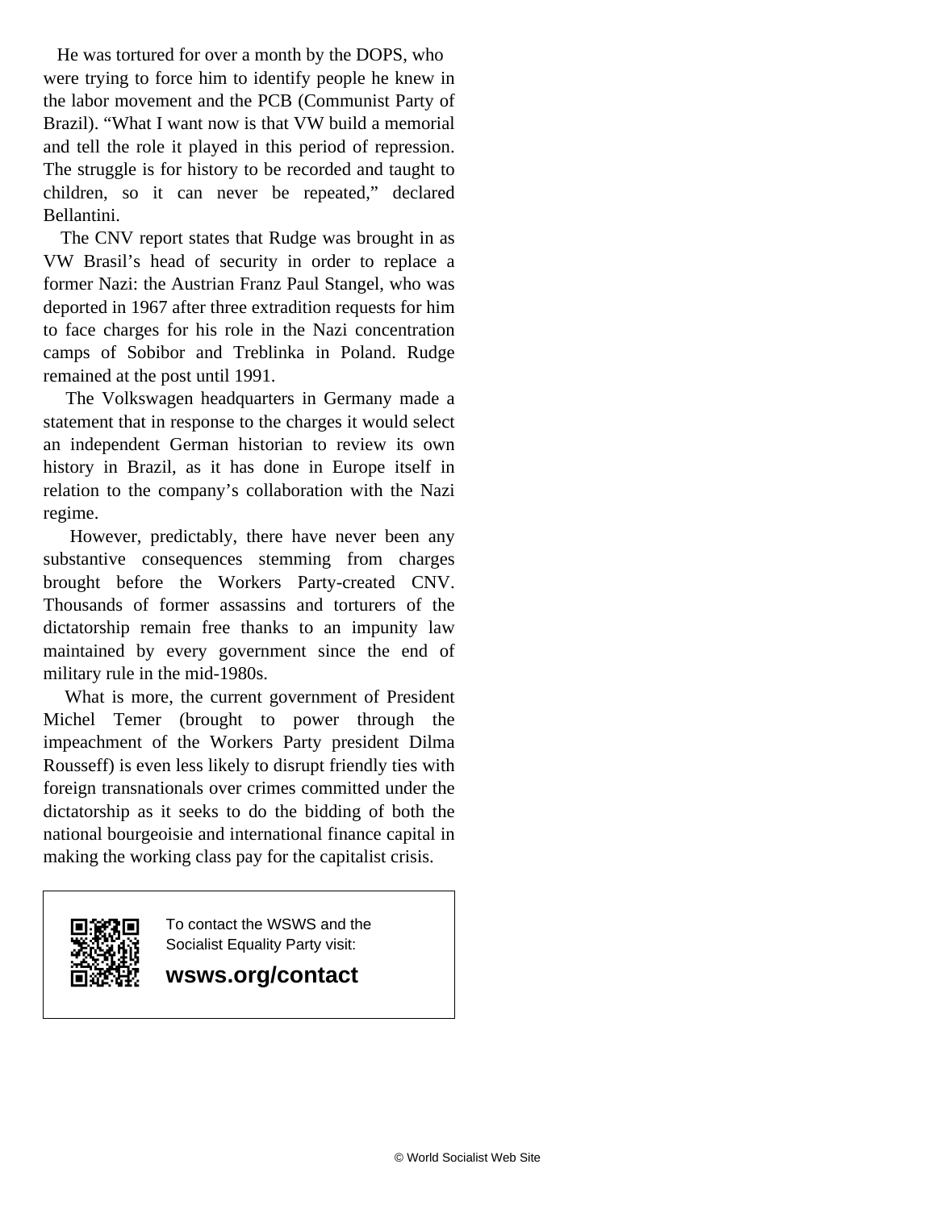He was tortured for over a month by the DOPS, who were trying to force him to identify people he knew in the labor movement and the PCB (Communist Party of Brazil). "What I want now is that VW build a memorial and tell the role it played in this period of repression. The struggle is for history to be recorded and taught to children, so it can never be repeated," declared Bellantini.

The CNV report states that Rudge was brought in as VW Brasil's head of security in order to replace a former Nazi: the Austrian Franz Paul Stangel, who was deported in 1967 after three extradition requests for him to face charges for his role in the Nazi concentration camps of Sobibor and Treblinka in Poland. Rudge remained at the post until 1991.

The Volkswagen headquarters in Germany made a statement that in response to the charges it would select an independent German historian to review its own history in Brazil, as it has done in Europe itself in relation to the company's collaboration with the Nazi regime.

However, predictably, there have never been any substantive consequences stemming from charges brought before the Workers Party-created CNV. Thousands of former assassins and torturers of the dictatorship remain free thanks to an impunity law maintained by every government since the end of military rule in the mid-1980s.

What is more, the current government of President Michel Temer (brought to power through the impeachment of the Workers Party president Dilma Rousseff) is even less likely to disrupt friendly ties with foreign transnationals over crimes committed under the dictatorship as it seeks to do the bidding of both the national bourgeoisie and international finance capital in making the working class pay for the capitalist crisis.

To contact the WSWS and the Socialist Equality Party visit:

**wsws.org/contact**